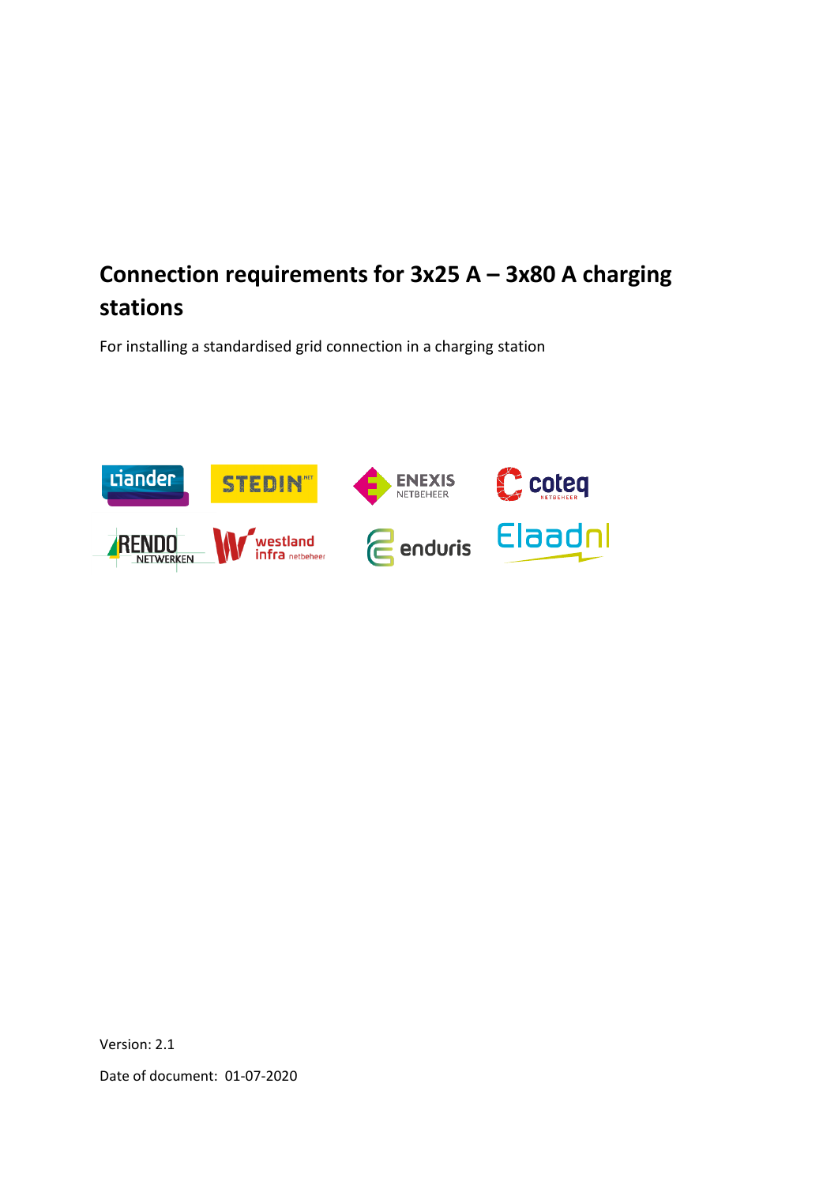# Connection requirements for 3x25 A – 3x80 A charging stations

For installing a standardised grid connection in a charging station

Version: 2.1

Date of document: 01-07-2020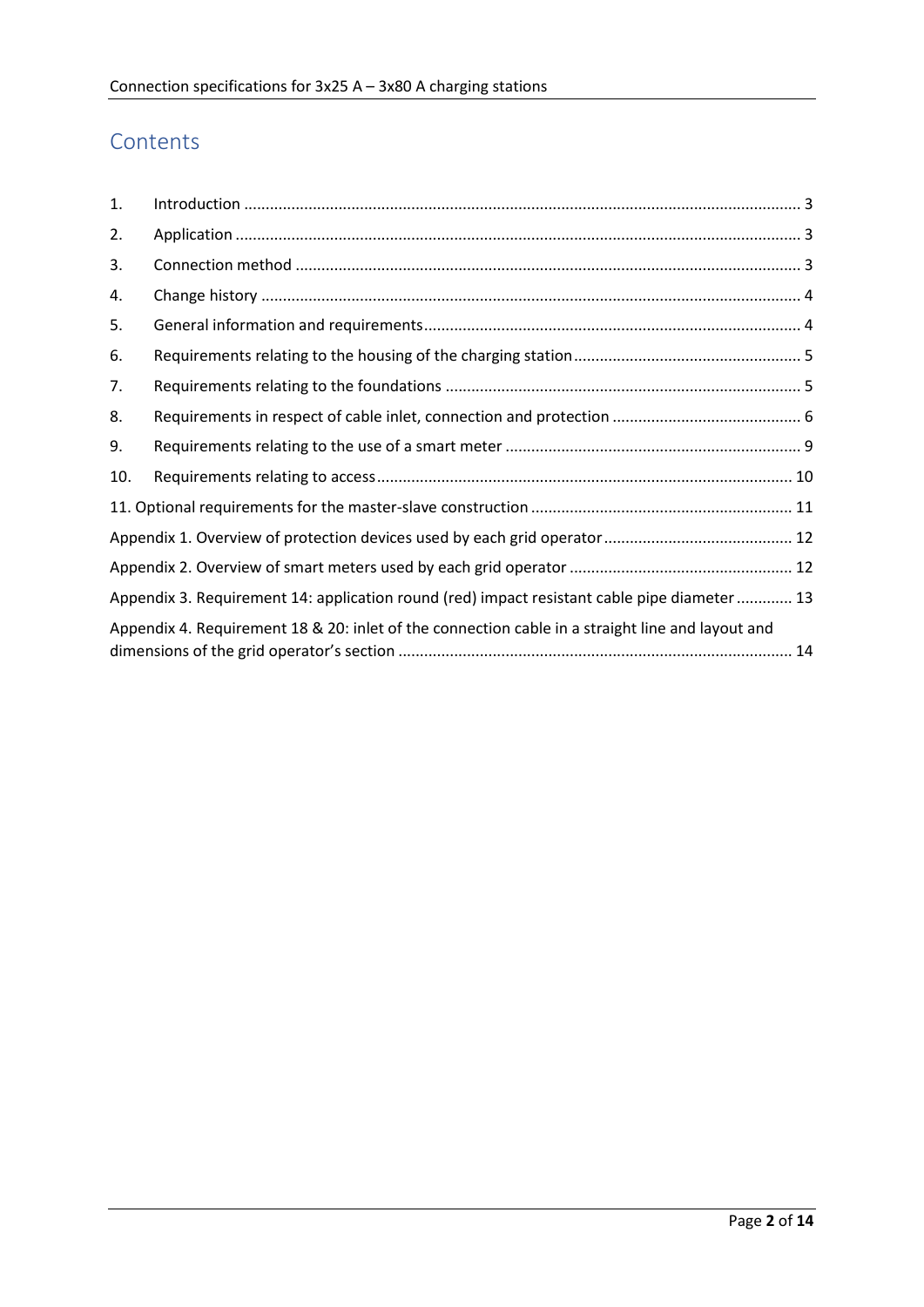# Contents

| | | |
|---|---|---|
| 1. | Introduction | 3 |
| 2. | Application | 3 |
| 3. | Connection method | 3 |
| 4. | Change history | 4 |
| 5. | General information and requirements | 4 |
| 6. | Requirements relating to the housing of the charging station | 5 |
| 7. | Requirements relating to the foundations | 5 |
| 8. | Requirements in respect of cable inlet, connection and protection | 6 |
| 9. | Requirements relating to the use of a smart meter | 9 |
| 10. | Requirements relating to access | 10 |
| 11. | Optional requirements for the master-slave construction | 11 |
| | Appendix 1. Overview of protection devices used by each grid operator | 12 |
| | Appendix 2. Overview of smart meters used by each grid operator | 12 |
| | Appendix 3. Requirement 14: application round (red) impact resistant cable pipe diameter | 13 |
| | Appendix 4. Requirement 18 & 20: inlet of the connection cable in a straight line and layout and dimensions of the grid operator's section | 14 |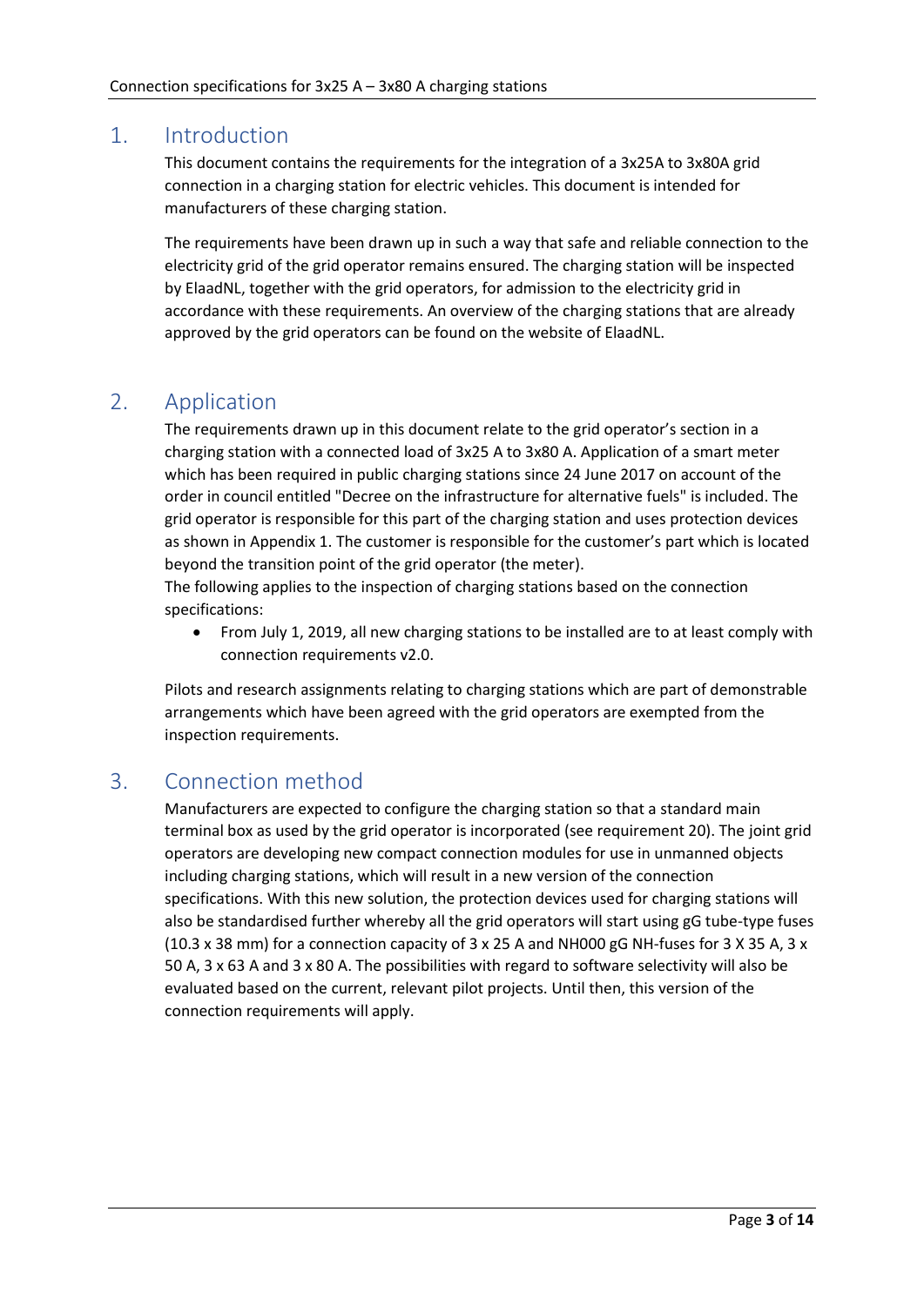# 1. Introduction

This document contains the requirements for the integration of a 3x25A to 3x80A grid connection in a charging station for electric vehicles. This document is intended for manufacturers of these charging station.

The requirements have been drawn up in such a way that safe and reliable connection to the electricity grid of the grid operator remains ensured. The charging station will be inspected by ElaadNL, together with the grid operators, for admission to the electricity grid in accordance with these requirements. An overview of the charging stations that are already approved by the grid operators can be found on the website of ElaadNL.

# 2. Application

The requirements drawn up in this document relate to the grid operator's section in a charging station with a connected load of 3x25 A to 3x80 A. Application of a smart meter which has been required in public charging stations since 24 June 2017 on account of the order in council entitled "Decree on the infrastructure for alternative fuels" is included. The grid operator is responsible for this part of the charging station and uses protection devices as shown in Appendix 1. The customer is responsible for the customer's part which is located beyond the transition point of the grid operator (the meter).

The following applies to the inspection of charging stations based on the connection specifications:

- From July 1, 2019, all new charging stations to be installed are to at least comply with connection requirements v2.0.

Pilots and research assignments relating to charging stations which are part of demonstrable arrangements which have been agreed with the grid operators are exempted from the inspection requirements.

# 3. Connection method

Manufacturers are expected to configure the charging station so that a standard main terminal box as used by the grid operator is incorporated (see requirement 20). The joint grid operators are developing new compact connection modules for use in unmanned objects including charging stations, which will result in a new version of the connection specifications. With this new solution, the protection devices used for charging stations will also be standardised further whereby all the grid operators will start using gG tube-type fuses (10.3 x 38 mm) for a connection capacity of 3 x 25 A and NH000 gG NH-fuses for 3 X 35 A, 3 x 50 A, 3 x 63 A and 3 x 80 A. The possibilities with regard to software selectivity will also be evaluated based on the current, relevant pilot projects. Until then, this version of the connection requirements will apply.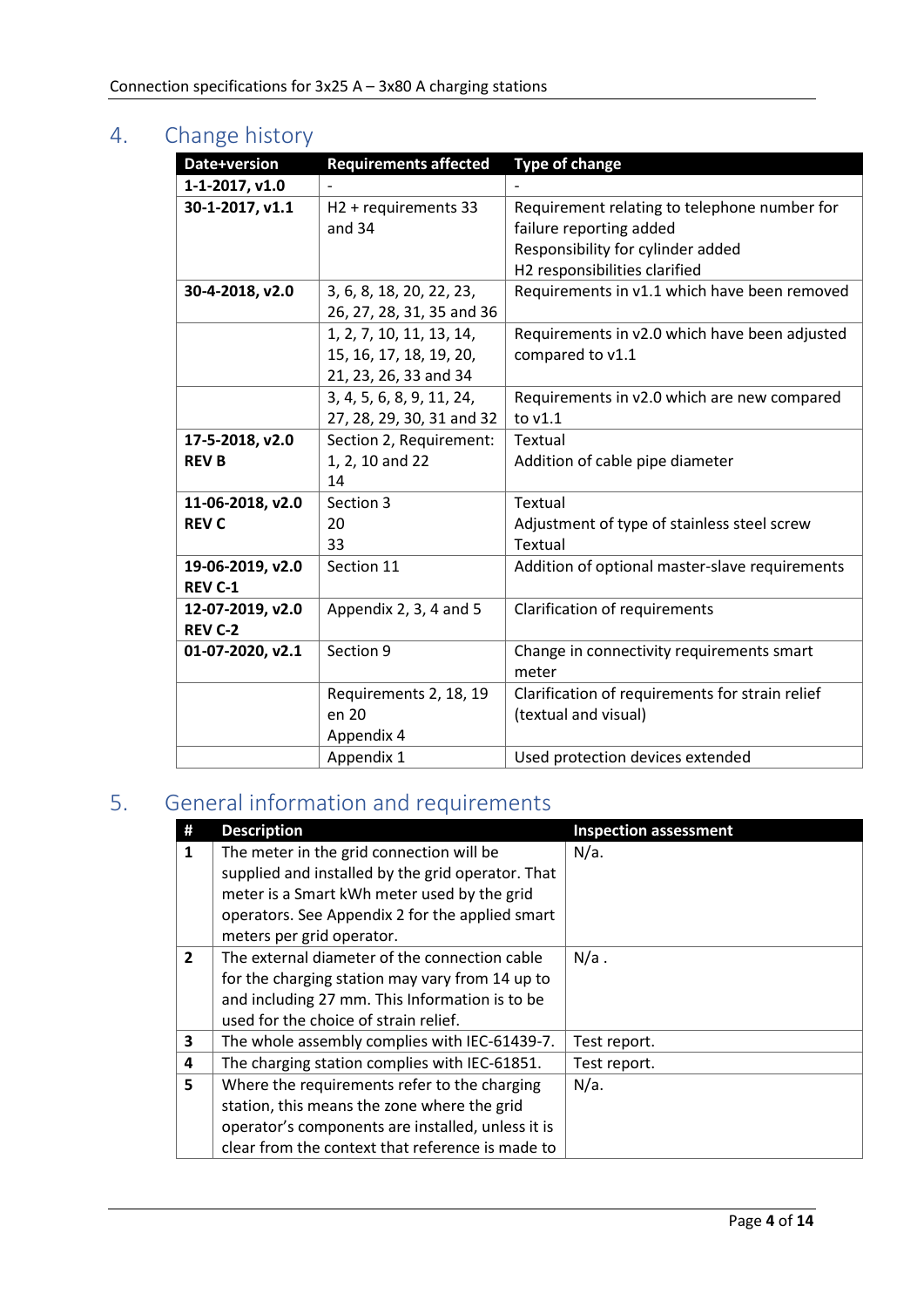## 4. Change history

| Date+version | Requirements affected | Type of change |
|---|---|---|
| **1-1-2017, v1.0** | - | - |
| **30-1-2017, v1.1** | H2 + requirements 33 and 34 | Requirement relating to telephone number for failure reporting added<br>Responsibility for cylinder added<br>H2 responsibilities clarified |
| **30-4-2018, v2.0** | 3, 6, 8, 18, 20, 22, 23, 26, 27, 28, 31, 35 and 36 | Requirements in v1.1 which have been removed |
| | 1, 2, 7, 10, 11, 13, 14, 15, 16, 17, 18, 19, 20, 21, 23, 26, 33 and 34 | Requirements in v2.0 which have been adjusted compared to v1.1 |
| | 3, 4, 5, 6, 8, 9, 11, 24, 27, 28, 29, 30, 31 and 32 | Requirements in v2.0 which are new compared to v1.1 |
| **17-5-2018, v2.0 REV B** | Section 2, Requirement: 1, 2, 10 and 22<br>14 | Textual<br>Addition of cable pipe diameter |
| **11-06-2018, v2.0 REV C** | Section 3<br>20<br>33 | Textual<br>Adjustment of type of stainless steel screw<br>Textual |
| **19-06-2019, v2.0 REV C-1** | Section 11 | Addition of optional master-slave requirements |
| **12-07-2019, v2.0 REV C-2** | Appendix 2, 3, 4 and 5 | Clarification of requirements |
| **01-07-2020, v2.1** | Section 9 | Change in connectivity requirements smart meter |
| | Requirements 2, 18, 19 en 20<br>Appendix 4 | Clarification of requirements for strain relief (textual and visual) |
| | Appendix 1 | Used protection devices extended |

## 5. General information and requirements

| # | Description | Inspection assessment |
|---|---|---|
| **1** | The meter in the grid connection will be supplied and installed by the grid operator. That meter is a Smart kWh meter used by the grid operators. See Appendix 2 for the applied smart meters per grid operator. | N/a. |
| **2** | The external diameter of the connection cable for the charging station may vary from 14 up to and including 27 mm. This Information is to be used for the choice of strain relief. | N/a . |
| **3** | The whole assembly complies with IEC-61439-7. | Test report. |
| **4** | The charging station complies with IEC-61851. | Test report. |
| **5** | Where the requirements refer to the charging station, this means the zone where the grid operator's components are installed, unless it is clear from the context that reference is made to | N/a. |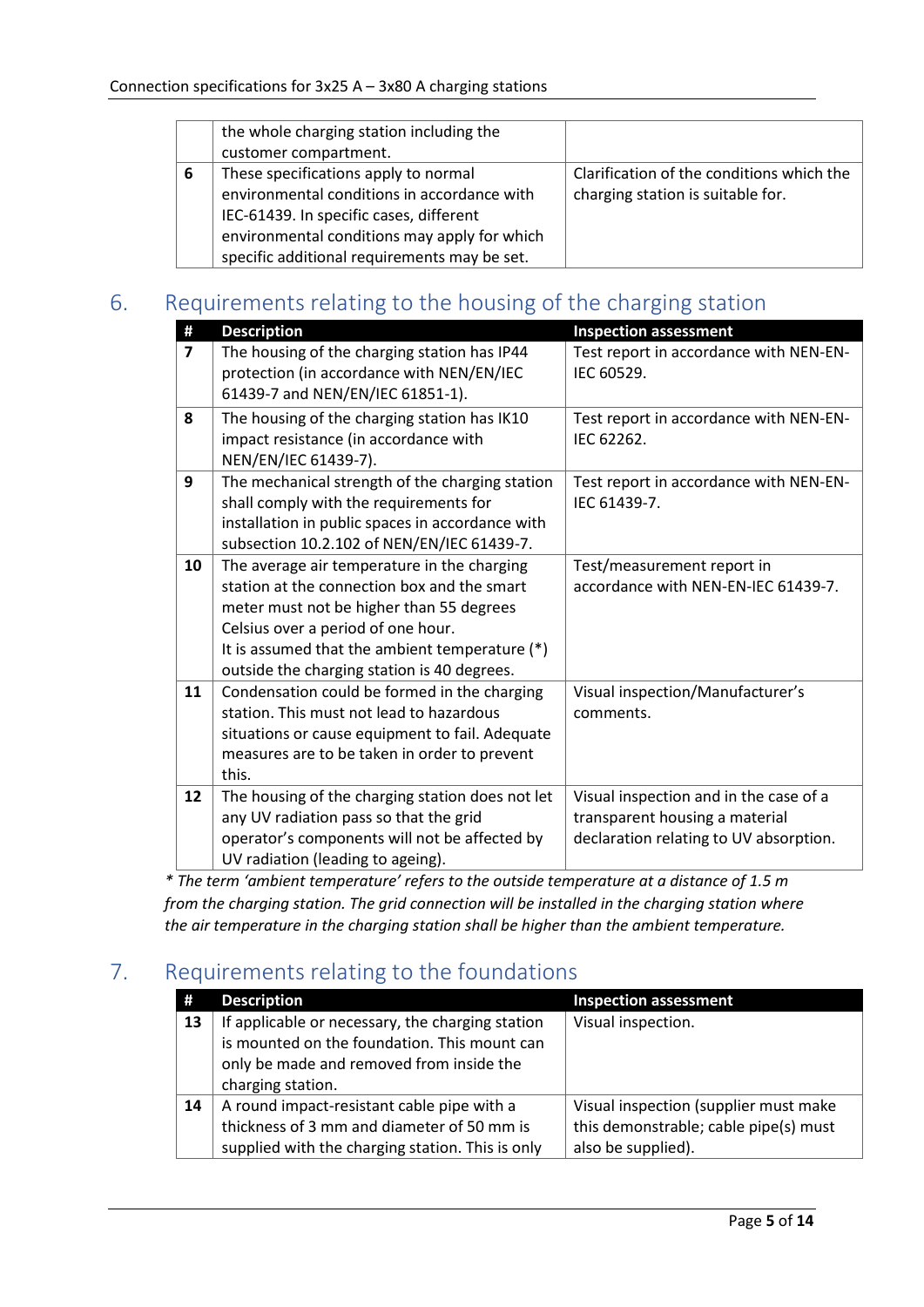| | | |
|---|---|---|
| | the whole charging station including the customer compartment. | |
| **6** | These specifications apply to normal environmental conditions in accordance with IEC-61439. In specific cases, different environmental conditions may apply for which specific additional requirements may be set. | Clarification of the conditions which the charging station is suitable for. |

## 6. Requirements relating to the housing of the charging station

| # | Description | Inspection assessment |
|---|---|---|
| **7** | The housing of the charging station has IP44 protection (in accordance with NEN/EN/IEC 61439-7 and NEN/EN/IEC 61851-1). | Test report in accordance with NEN-EN-IEC 60529. |
| **8** | The housing of the charging station has IK10 impact resistance (in accordance with NEN/EN/IEC 61439-7). | Test report in accordance with NEN-EN-IEC 62262. |
| **9** | The mechanical strength of the charging station shall comply with the requirements for installation in public spaces in accordance with subsection 10.2.102 of NEN/EN/IEC 61439-7. | Test report in accordance with NEN-EN-IEC 61439-7. |
| **10** | The average air temperature in the charging station at the connection box and the smart meter must not be higher than 55 degrees Celsius over a period of one hour. It is assumed that the ambient temperature (*) outside the charging station is 40 degrees. | Test/measurement report in accordance with NEN-EN-IEC 61439-7. |
| **11** | Condensation could be formed in the charging station. This must not lead to hazardous situations or cause equipment to fail. Adequate measures are to be taken in order to prevent this. | Visual inspection/Manufacturer's comments. |
| **12** | The housing of the charging station does not let any UV radiation pass so that the grid operator's components will not be affected by UV radiation (leading to ageing). | Visual inspection and in the case of a transparent housing a material declaration relating to UV absorption. |

*\* The term 'ambient temperature' refers to the outside temperature at a distance of 1.5 m from the charging station. The grid connection will be installed in the charging station where the air temperature in the charging station shall be higher than the ambient temperature.*

## 7. Requirements relating to the foundations

| # | Description | Inspection assessment |
|---|---|---|
| **13** | If applicable or necessary, the charging station is mounted on the foundation. This mount can only be made and removed from inside the charging station. | Visual inspection. |
| **14** | A round impact-resistant cable pipe with a thickness of 3 mm and diameter of 50 mm is supplied with the charging station. This is only | Visual inspection (supplier must make this demonstrable; cable pipe(s) must also be supplied). |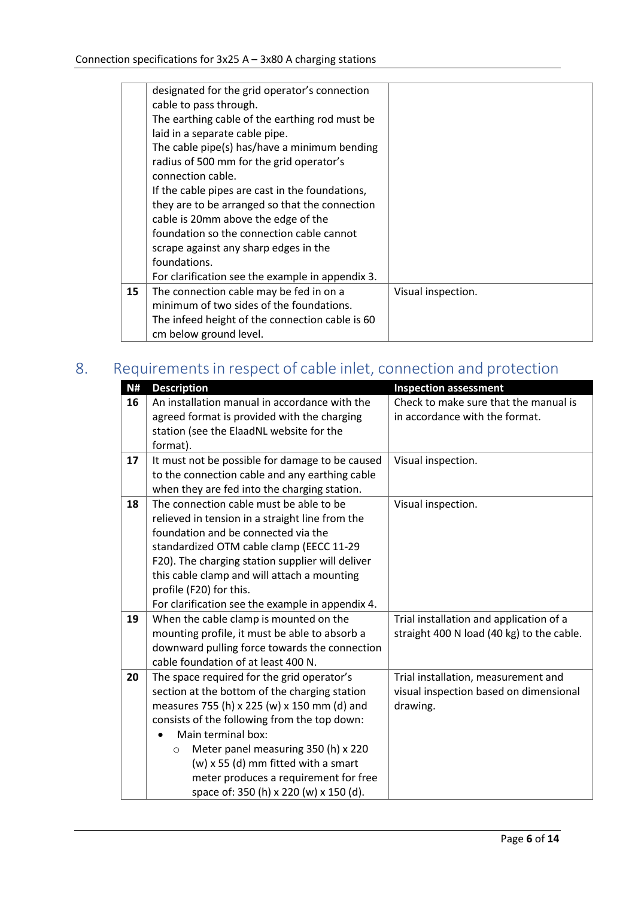| | | |
|---|---|---|
| | designated for the grid operator's connection cable to pass through.<br>The earthing cable of the earthing rod must be laid in a separate cable pipe.<br>The cable pipe(s) has/have a minimum bending radius of 500 mm for the grid operator's connection cable.<br>If the cable pipes are cast in the foundations, they are to be arranged so that the connection cable is 20mm above the edge of the foundation so the connection cable cannot scrape against any sharp edges in the foundations.<br>For clarification see the example in appendix 3. | |
| **15** | The connection cable may be fed in on a minimum of two sides of the foundations.<br>The infeed height of the connection cable is 60 cm below ground level. | Visual inspection. |

## 8. Requirements in respect of cable inlet, connection and protection

| N# | Description | Inspection assessment |
|---|---|---|
| **16** | An installation manual in accordance with the agreed format is provided with the charging station (see the ElaadNL website for the format). | Check to make sure that the manual is in accordance with the format. |
| **17** | It must not be possible for damage to be caused to the connection cable and any earthing cable when they are fed into the charging station. | Visual inspection. |
| **18** | The connection cable must be able to be relieved in tension in a straight line from the foundation and be connected via the standardized OTM cable clamp (EECC 11-29 F20). The charging station supplier will deliver this cable clamp and will attach a mounting profile (F20) for this.<br>For clarification see the example in appendix 4. | Visual inspection. |
| **19** | When the cable clamp is mounted on the mounting profile, it must be able to absorb a downward pulling force towards the connection cable foundation of at least 400 N. | Trial installation and application of a straight 400 N load (40 kg) to the cable. |
| **20** | The space required for the grid operator's section at the bottom of the charging station measures 755 (h) x 225 (w) x 150 mm (d) and consists of the following from the top down:<br>• Main terminal box:<br>&nbsp;&nbsp;&nbsp;&nbsp;○ Meter panel measuring 350 (h) x 220 (w) x 55 (d) mm fitted with a smart meter produces a requirement for free space of: 350 (h) x 220 (w) x 150 (d). | Trial installation, measurement and visual inspection based on dimensional drawing. |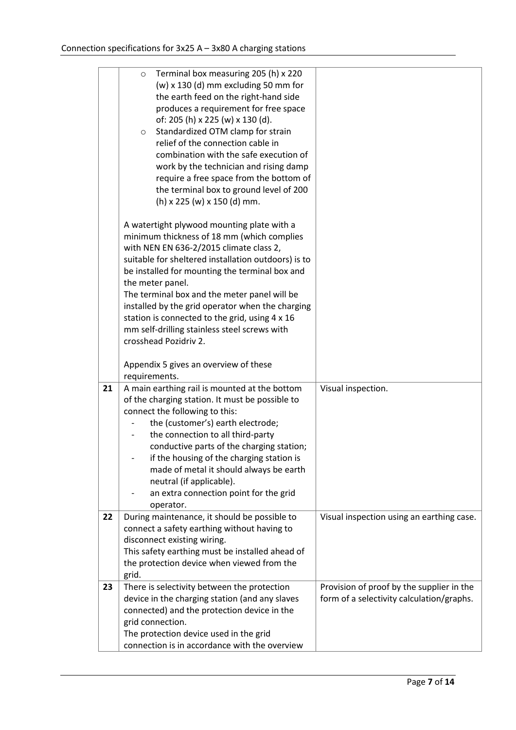| | | |
|---|---|---|
| | o Terminal box measuring 205 (h) x 220 (w) x 130 (d) mm excluding 50 mm for the earth feed on the right-hand side produces a requirement for free space of: 205 (h) x 225 (w) x 130 (d).<br>o Standardized OTM clamp for strain relief of the connection cable in combination with the safe execution of work by the technician and rising damp require a free space from the bottom of the terminal box to ground level of 200 (h) x 225 (w) x 150 (d) mm.<br><br>A watertight plywood mounting plate with a minimum thickness of 18 mm (which complies with NEN EN 636-2/2015 climate class 2, suitable for sheltered installation outdoors) is to be installed for mounting the terminal box and the meter panel.<br>The terminal box and the meter panel will be installed by the grid operator when the charging station is connected to the grid, using 4 x 16 mm self-drilling stainless steel screws with crosshead Pozidriv 2.<br><br>Appendix 5 gives an overview of these requirements. | |
| 21 | A main earthing rail is mounted at the bottom of the charging station. It must be possible to connect the following to this:<br>- the (customer's) earth electrode;<br>- the connection to all third-party conductive parts of the charging station;<br>- if the housing of the charging station is made of metal it should always be earth neutral (if applicable).<br>- an extra connection point for the grid operator. | Visual inspection. |
| 22 | During maintenance, it should be possible to connect a safety earthing without having to disconnect existing wiring.<br>This safety earthing must be installed ahead of the protection device when viewed from the grid. | Visual inspection using an earthing case. |
| 23 | There is selectivity between the protection device in the charging station (and any slaves connected) and the protection device in the grid connection.<br>The protection device used in the grid connection is in accordance with the overview | Provision of proof by the supplier in the form of a selectivity calculation/graphs. |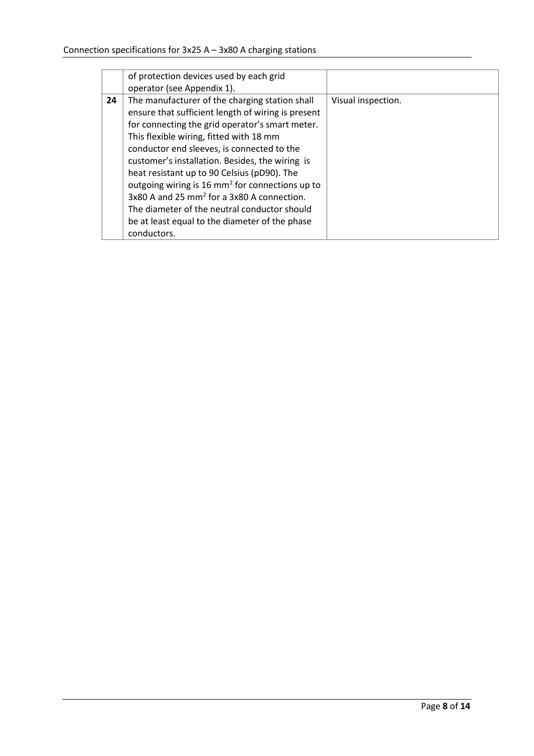|  |  |  |
|---|---|---|
|  | of protection devices used by each grid operator (see Appendix 1). |  |
| **24** | The manufacturer of the charging station shall ensure that sufficient length of wiring is present for connecting the grid operator's smart meter. This flexible wiring, fitted with 18 mm conductor end sleeves, is connected to the customer's installation. Besides, the wiring  is heat resistant up to 90 Celsius (pD90). The outgoing wiring is 16 $mm^2$ for connections up to 3x80 A and 25 $mm^2$ for a 3x80 A connection. The diameter of the neutral conductor should be at least equal to the diameter of the phase conductors. | Visual inspection. |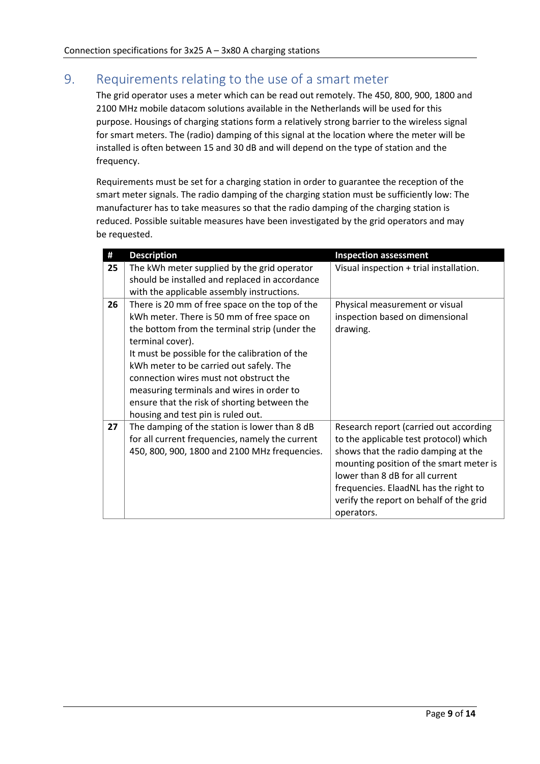## 9. Requirements relating to the use of a smart meter

The grid operator uses a meter which can be read out remotely. The 450, 800, 900, 1800 and 2100 MHz mobile datacom solutions available in the Netherlands will be used for this purpose. Housings of charging stations form a relatively strong barrier to the wireless signal for smart meters. The (radio) damping of this signal at the location where the meter will be installed is often between 15 and 30 dB and will depend on the type of station and the frequency.

Requirements must be set for a charging station in order to guarantee the reception of the smart meter signals. The radio damping of the charging station must be sufficiently low: The manufacturer has to take measures so that the radio damping of the charging station is reduced. Possible suitable measures have been investigated by the grid operators and may be requested.

| # | Description | Inspection assessment |
|---|---|---|
| 25 | The kWh meter supplied by the grid operator should be installed and replaced in accordance with the applicable assembly instructions. | Visual inspection + trial installation. |
| 26 | There is 20 mm of free space on the top of the kWh meter. There is 50 mm of free space on the bottom from the terminal strip (under the terminal cover).<br>It must be possible for the calibration of the kWh meter to be carried out safely. The connection wires must not obstruct the measuring terminals and wires in order to ensure that the risk of shorting between the housing and test pin is ruled out. | Physical measurement or visual inspection based on dimensional drawing. |
| 27 | The damping of the station is lower than 8 dB for all current frequencies, namely the current 450, 800, 900, 1800 and 2100 MHz frequencies. | Research report (carried out according to the applicable test protocol) which shows that the radio damping at the mounting position of the smart meter is lower than 8 dB for all current frequencies. ElaadNL has the right to verify the report on behalf of the grid operators. |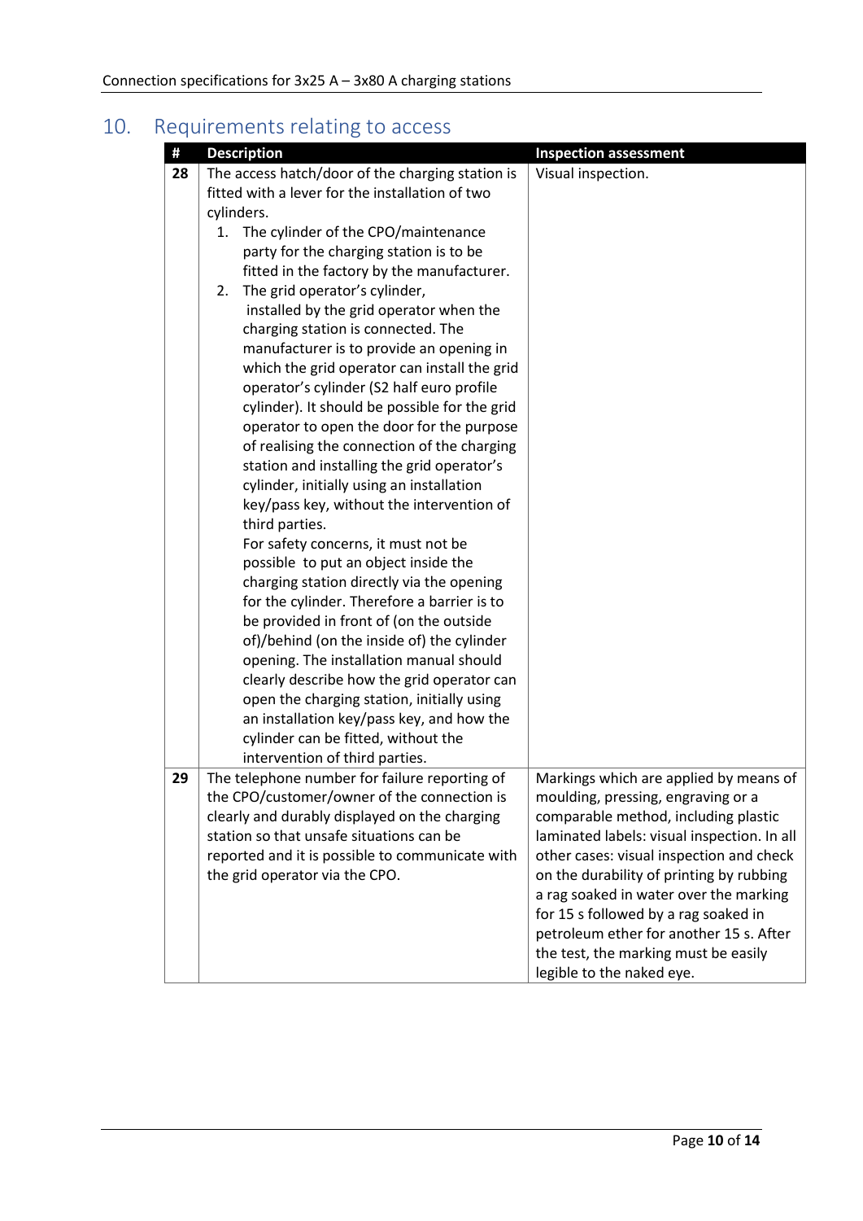## 10. Requirements relating to access

| # | Description | Inspection assessment |
|---|---|---|
| 28 | The access hatch/door of the charging station is fitted with a lever for the installation of two cylinders.<br>1. The cylinder of the CPO/maintenance party for the charging station is to be fitted in the factory by the manufacturer.<br>2. The grid operator's cylinder, installed by the grid operator when the charging station is connected. The manufacturer is to provide an opening in which the grid operator can install the grid operator's cylinder (S2 half euro profile cylinder). It should be possible for the grid operator to open the door for the purpose of realising the connection of the charging station and installing the grid operator's cylinder, initially using an installation key/pass key, without the intervention of third parties.<br>For safety concerns, it must not be possible to put an object inside the charging station directly via the opening for the cylinder. Therefore a barrier is to be provided in front of (on the outside of)/behind (on the inside of) the cylinder opening. The installation manual should clearly describe how the grid operator can open the charging station, initially using an installation key/pass key, and how the cylinder can be fitted, without the intervention of third parties. | Visual inspection. |
| 29 | The telephone number for failure reporting of the CPO/customer/owner of the connection is clearly and durably displayed on the charging station so that unsafe situations can be reported and it is possible to communicate with the grid operator via the CPO. | Markings which are applied by means of moulding, pressing, engraving or a comparable method, including plastic laminated labels: visual inspection. In all other cases: visual inspection and check on the durability of printing by rubbing a rag soaked in water over the marking for 15 s followed by a rag soaked in petroleum ether for another 15 s. After the test, the marking must be easily legible to the naked eye. |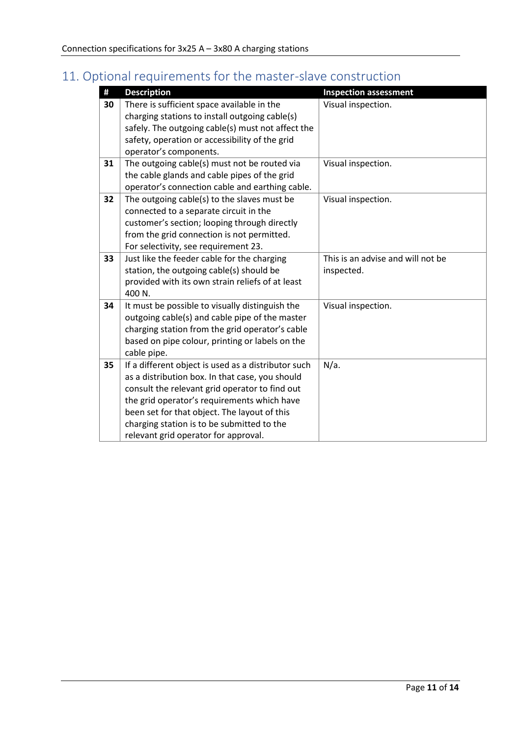## 11. Optional requirements for the master-slave construction

| # | Description | Inspection assessment |
|---|---|---|
| **30** | There is sufficient space available in the charging stations to install outgoing cable(s) safely. The outgoing cable(s) must not affect the safety, operation or accessibility of the grid operator's components. | Visual inspection. |
| **31** | The outgoing cable(s) must not be routed via the cable glands and cable pipes of the grid operator's connection cable and earthing cable. | Visual inspection. |
| **32** | The outgoing cable(s) to the slaves must be connected to a separate circuit in the customer's section; looping through directly from the grid connection is not permitted. For selectivity, see requirement 23. | Visual inspection. |
| **33** | Just like the feeder cable for the charging station, the outgoing cable(s) should be provided with its own strain reliefs of at least 400 N. | This is an advise and will not be inspected. |
| **34** | It must be possible to visually distinguish the outgoing cable(s) and cable pipe of the master charging station from the grid operator's cable based on pipe colour, printing or labels on the cable pipe. | Visual inspection. |
| **35** | If a different object is used as a distributor such as a distribution box. In that case, you should consult the relevant grid operator to find out the grid operator's requirements which have been set for that object. The layout of this charging station is to be submitted to the relevant grid operator for approval. | N/a. |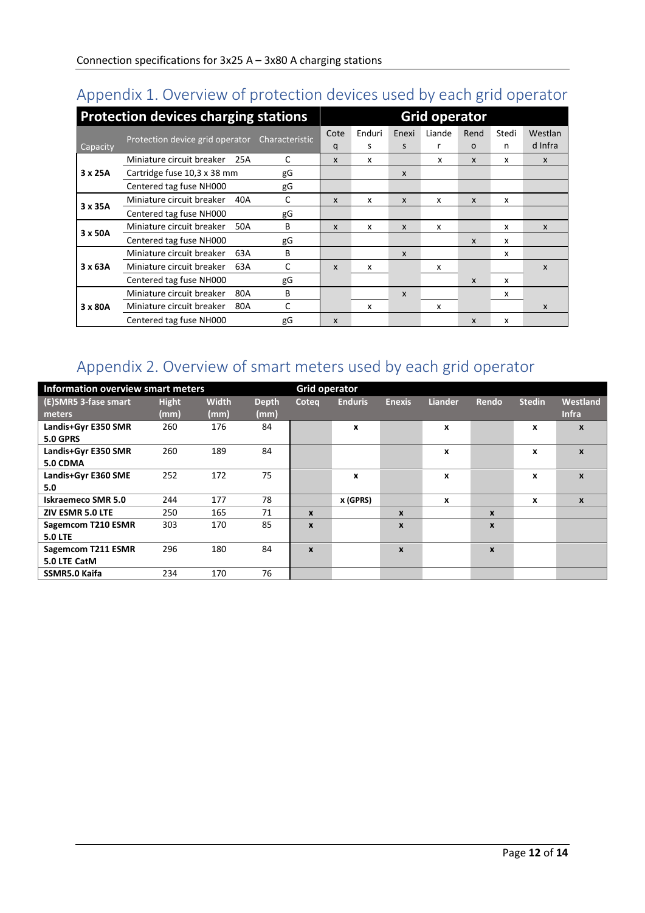# Appendix 1. Overview of protection devices used by each grid operator

| Protection devices charging stations | | | Grid operator | | | | | | |
|---|---|---|---|---|---|---|---|---|---|
| Capacity | Protection device grid operator | Characteristic | Coteq | Enduris | Enexis | Liander | Rendo | Stedin | Westland Infra |
| 3 x 25A | Miniature circuit breaker 25A | C | x | x | | x | x | x | x |
| | Cartridge fuse 10,3 x 38 mm | gG | | | x | | | | |
| | Centered tag fuse NH000 | gG | | | | | | | |
| 3 x 35A | Miniature circuit breaker 40A | C | x | x | x | x | x | x | |
| | Centered tag fuse NH000 | gG | | | | | | | |
| 3 x 50A | Miniature circuit breaker 50A | B | x | x | x | x | | x | x |
| | Centered tag fuse NH000 | gG | | | | | x | x | |
| 3 x 63A | Miniature circuit breaker 63A | B | | | x | | | x | |
| | Miniature circuit breaker 63A | C | x | x | | x | | | x |
| | Centered tag fuse NH000 | gG | | | | | x | x | |
| 3 x 80A | Miniature circuit breaker 80A | B | | | x | | | x | |
| | Miniature circuit breaker 80A | C | | x | | x | | | x |
| | Centered tag fuse NH000 | gG | x | | | | x | x | |

# Appendix 2. Overview of smart meters used by each grid operator

| Information overview smart meters | | | | Grid operator | | | | | | |
|---|---|---|---|---|---|---|---|---|---|---|
| **(E)SMR5 3-fase smart meters** | **Hight (mm)** | **Width (mm)** | **Depth (mm)** | **Coteq** | **Enduris** | **Enexis** | **Liander** | **Rendo** | **Stedin** | **Westland Infra** |
| **Landis+Gyr E350 SMR 5.0 GPRS** | 260 | 176 | 84 | | x | | x | | x | x |
| **Landis+Gyr E350 SMR 5.0 CDMA** | 260 | 189 | 84 | | | | x | | x | x |
| **Landis+Gyr E360 SME 5.0** | 252 | 172 | 75 | | x | | x | | x | x |
| **Iskraemeco SMR 5.0** | 244 | 177 | 78 | | x (GPRS) | | x | | x | x |
| **ZIV ESMR 5.0 LTE** | 250 | 165 | 71 | x | | x | | x | | |
| **Sagemcom T210 ESMR 5.0 LTE** | 303 | 170 | 85 | x | | x | | x | | |
| **Sagemcom T211 ESMR 5.0 LTE CatM** | 296 | 180 | 84 | x | | x | | x | | |
| **SSMR5.0 Kaifa** | 234 | 170 | 76 | | | | | | | |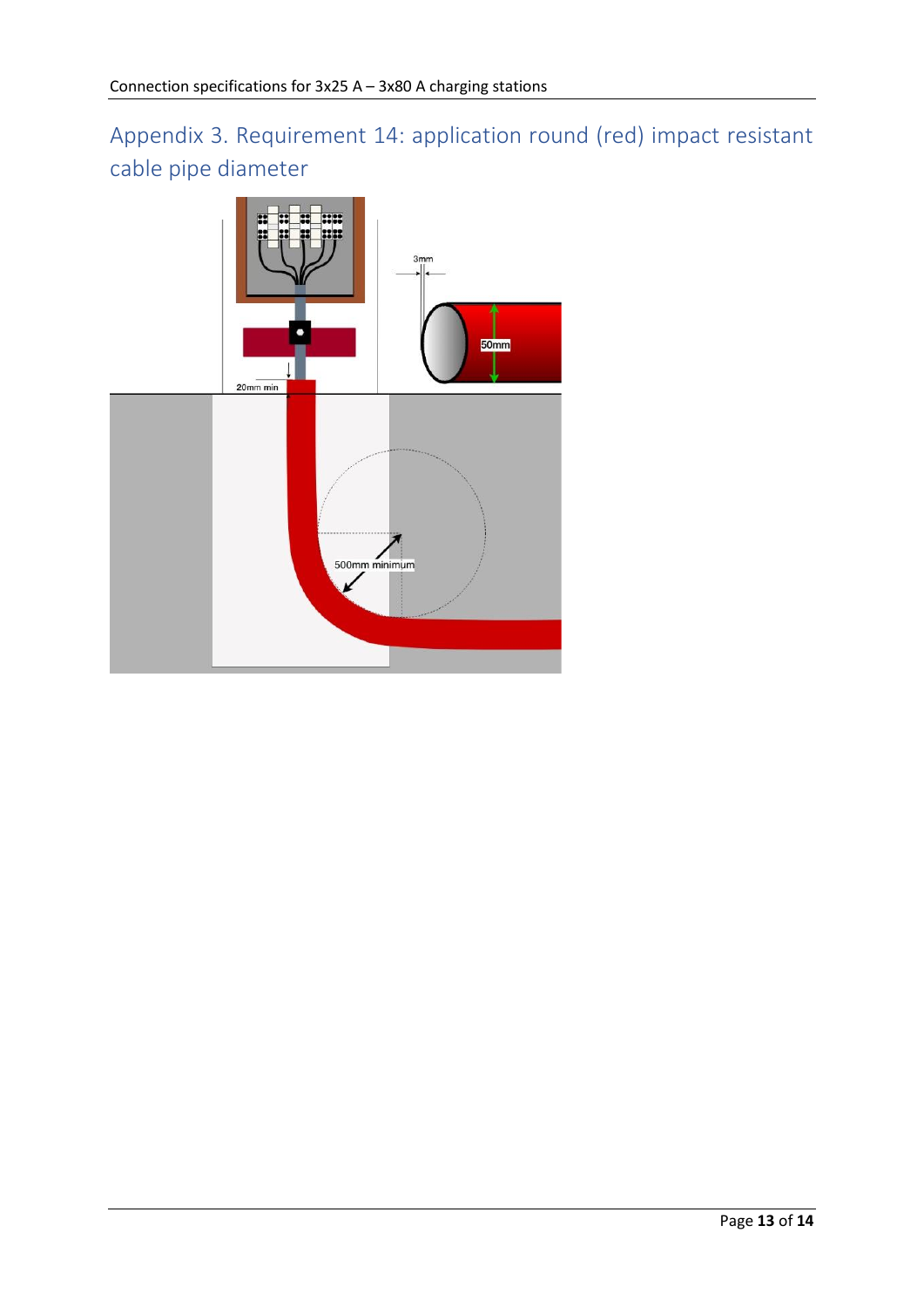## Appendix 3. Requirement 14: application round (red) impact resistant cable pipe diameter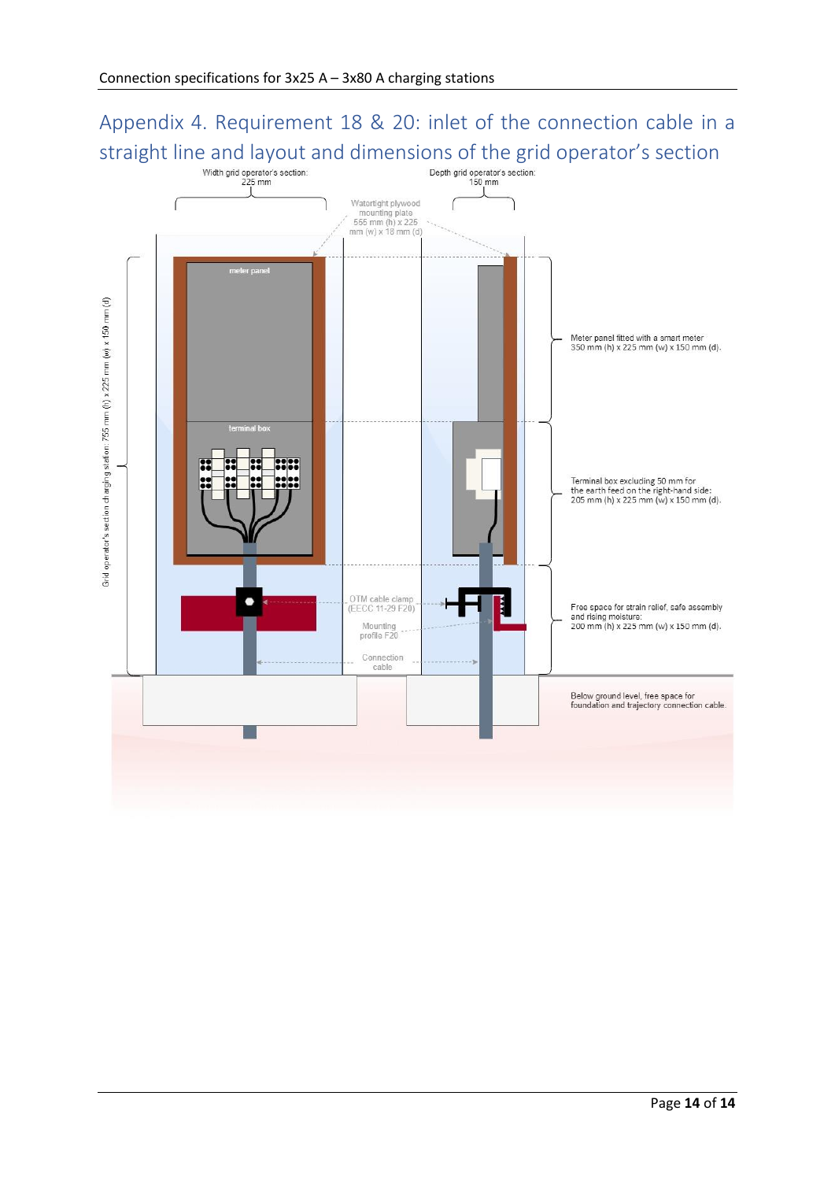## Appendix 4. Requirement 18 & 20: inlet of the connection cable in a straight line and layout and dimensions of the grid operator's section

Width grid operator's section: 225 mm

Depth grid operator's section: 150 mm

Watertight plywood mounting plate 555 mm (h) x 225 mm (w) x 18 mm (d)

meter panel

terminal box

Grid operator's section charging station: 755 mm (h) x 225 mm (w) x 150 mm (d)

Meter panel fitted with a smart meter 350 mm (h) x 225 mm (w) x 150 mm (d).

Terminal box excluding 50 mm for the earth feed on the right-hand side: 205 mm (h) x 225 mm (w) x 150 mm (d).

OTM cable clamp (EECC 11-29 F20)

Mounting profile F20

Connection cable

Free space for strain relief, safe assembly and rising moisture: 200 mm (h) x 225 mm (w) x 150 mm (d).

Below ground level, free space for foundation and trajectory connection cable.